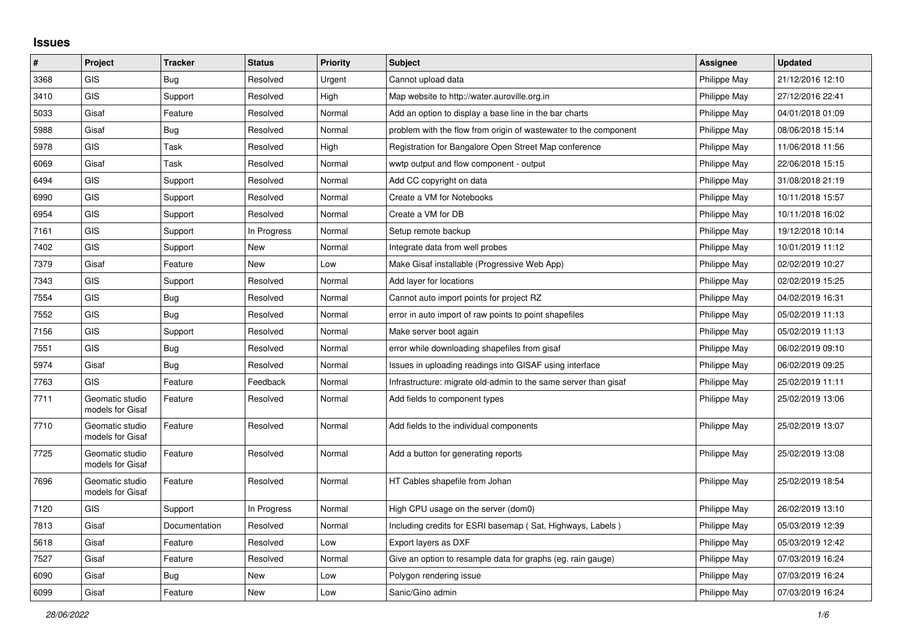## Issues

| # | Project | Tracker | Status | Priority | Subject | Assignee | Updated |
|---|---|---|---|---|---|---|---|
| 3368 | GIS | Bug | Resolved | Urgent | Cannot upload data | Philippe May | 21/12/2016 12:10 |
| 3410 | GIS | Support | Resolved | High | Map website to http://water.auroville.org.in | Philippe May | 27/12/2016 22:41 |
| 5033 | Gisaf | Feature | Resolved | Normal | Add an option to display a base line in the bar charts | Philippe May | 04/01/2018 01:09 |
| 5988 | Gisaf | Bug | Resolved | Normal | problem with the flow from origin of wastewater to the component | Philippe May | 08/06/2018 15:14 |
| 5978 | GIS | Task | Resolved | High | Registration for Bangalore Open Street Map conference | Philippe May | 11/06/2018 11:56 |
| 6069 | Gisaf | Task | Resolved | Normal | wwtp output and flow component - output | Philippe May | 22/06/2018 15:15 |
| 6494 | GIS | Support | Resolved | Normal | Add CC copyright on data | Philippe May | 31/08/2018 21:19 |
| 6990 | GIS | Support | Resolved | Normal | Create a VM for Notebooks | Philippe May | 10/11/2018 15:57 |
| 6954 | GIS | Support | Resolved | Normal | Create a VM for DB | Philippe May | 10/11/2018 16:02 |
| 7161 | GIS | Support | In Progress | Normal | Setup remote backup | Philippe May | 19/12/2018 10:14 |
| 7402 | GIS | Support | New | Normal | Integrate data from well probes | Philippe May | 10/01/2019 11:12 |
| 7379 | Gisaf | Feature | New | Low | Make Gisaf installable (Progressive Web App) | Philippe May | 02/02/2019 10:27 |
| 7343 | GIS | Support | Resolved | Normal | Add layer for locations | Philippe May | 02/02/2019 15:25 |
| 7554 | GIS | Bug | Resolved | Normal | Cannot auto import points for project RZ | Philippe May | 04/02/2019 16:31 |
| 7552 | GIS | Bug | Resolved | Normal | error in auto import of raw points to point shapefiles | Philippe May | 05/02/2019 11:13 |
| 7156 | GIS | Support | Resolved | Normal | Make server boot again | Philippe May | 05/02/2019 11:13 |
| 7551 | GIS | Bug | Resolved | Normal | error while downloading shapefiles from gisaf | Philippe May | 06/02/2019 09:10 |
| 5974 | Gisaf | Bug | Resolved | Normal | Issues in uploading readings into GISAF using interface | Philippe May | 06/02/2019 09:25 |
| 7763 | GIS | Feature | Feedback | Normal | Infrastructure: migrate old-admin to the same server than gisaf | Philippe May | 25/02/2019 11:11 |
| 7711 | Geomatic studio models for Gisaf | Feature | Resolved | Normal | Add fields to component types | Philippe May | 25/02/2019 13:06 |
| 7710 | Geomatic studio models for Gisaf | Feature | Resolved | Normal | Add fields to the individual components | Philippe May | 25/02/2019 13:07 |
| 7725 | Geomatic studio models for Gisaf | Feature | Resolved | Normal | Add a button for generating reports | Philippe May | 25/02/2019 13:08 |
| 7696 | Geomatic studio models for Gisaf | Feature | Resolved | Normal | HT Cables shapefile from Johan | Philippe May | 25/02/2019 18:54 |
| 7120 | GIS | Support | In Progress | Normal | High CPU usage on the server (dom0) | Philippe May | 26/02/2019 13:10 |
| 7813 | Gisaf | Documentation | Resolved | Normal | Including credits for ESRI basemap ( Sat, Highways, Labels ) | Philippe May | 05/03/2019 12:39 |
| 5618 | Gisaf | Feature | Resolved | Low | Export layers as DXF | Philippe May | 05/03/2019 12:42 |
| 7527 | Gisaf | Feature | Resolved | Normal | Give an option to resample data for graphs (eg. rain gauge) | Philippe May | 07/03/2019 16:24 |
| 6090 | Gisaf | Bug | New | Low | Polygon rendering issue | Philippe May | 07/03/2019 16:24 |
| 6099 | Gisaf | Feature | New | Low | Sanic/Gino admin | Philippe May | 07/03/2019 16:24 |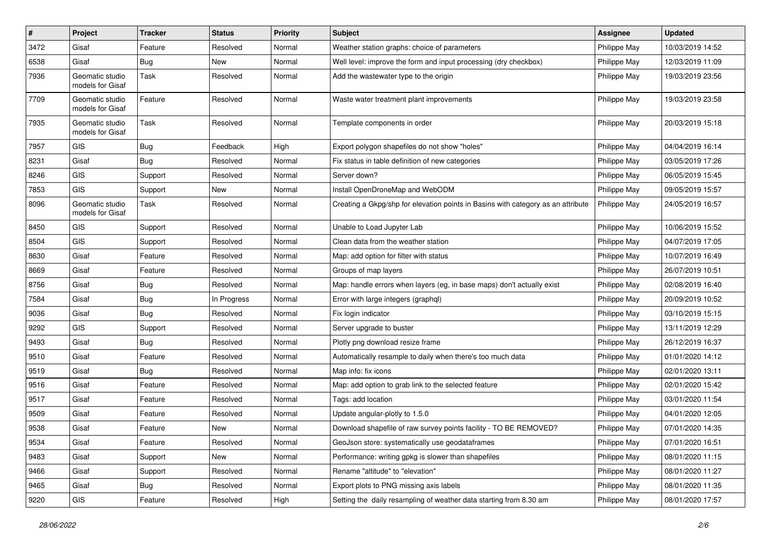| # | Project | Tracker | Status | Priority | Subject | Assignee | Updated |
|---|---|---|---|---|---|---|---|
| 3472 | Gisaf | Feature | Resolved | Normal | Weather station graphs: choice of parameters | Philippe May | 10/03/2019 14:52 |
| 6538 | Gisaf | Bug | New | Normal | Well level: improve the form and input processing (dry checkbox) | Philippe May | 12/03/2019 11:09 |
| 7936 | Geomatic studio models for Gisaf | Task | Resolved | Normal | Add the wastewater type to the origin | Philippe May | 19/03/2019 23:56 |
| 7709 | Geomatic studio models for Gisaf | Feature | Resolved | Normal | Waste water treatment plant improvements | Philippe May | 19/03/2019 23:58 |
| 7935 | Geomatic studio models for Gisaf | Task | Resolved | Normal | Template components in order | Philippe May | 20/03/2019 15:18 |
| 7957 | GIS | Bug | Feedback | High | Export polygon shapefiles do not show "holes" | Philippe May | 04/04/2019 16:14 |
| 8231 | Gisaf | Bug | Resolved | Normal | Fix status in table definition of new categories | Philippe May | 03/05/2019 17:26 |
| 8246 | GIS | Support | Resolved | Normal | Server down? | Philippe May | 06/05/2019 15:45 |
| 7853 | GIS | Support | New | Normal | Install OpenDroneMap and WebODM | Philippe May | 09/05/2019 15:57 |
| 8096 | Geomatic studio models for Gisaf | Task | Resolved | Normal | Creating a Gkpg/shp for elevation points in Basins with category as an attribute | Philippe May | 24/05/2019 16:57 |
| 8450 | GIS | Support | Resolved | Normal | Unable to Load Jupyter Lab | Philippe May | 10/06/2019 15:52 |
| 8504 | GIS | Support | Resolved | Normal | Clean data from the weather station | Philippe May | 04/07/2019 17:05 |
| 8630 | Gisaf | Feature | Resolved | Normal | Map: add option for filter with status | Philippe May | 10/07/2019 16:49 |
| 8669 | Gisaf | Feature | Resolved | Normal | Groups of map layers | Philippe May | 26/07/2019 10:51 |
| 8756 | Gisaf | Bug | Resolved | Normal | Map: handle errors when layers (eg, in base maps) don't actually exist | Philippe May | 02/08/2019 16:40 |
| 7584 | Gisaf | Bug | In Progress | Normal | Error with large integers (graphql) | Philippe May | 20/09/2019 10:52 |
| 9036 | Gisaf | Bug | Resolved | Normal | Fix login indicator | Philippe May | 03/10/2019 15:15 |
| 9292 | GIS | Support | Resolved | Normal | Server upgrade to buster | Philippe May | 13/11/2019 12:29 |
| 9493 | Gisaf | Bug | Resolved | Normal | Plotly png download resize frame | Philippe May | 26/12/2019 16:37 |
| 9510 | Gisaf | Feature | Resolved | Normal | Automatically resample to daily when there's too much data | Philippe May | 01/01/2020 14:12 |
| 9519 | Gisaf | Bug | Resolved | Normal | Map info: fix icons | Philippe May | 02/01/2020 13:11 |
| 9516 | Gisaf | Feature | Resolved | Normal | Map: add option to grab link to the selected feature | Philippe May | 02/01/2020 15:42 |
| 9517 | Gisaf | Feature | Resolved | Normal | Tags: add location | Philippe May | 03/01/2020 11:54 |
| 9509 | Gisaf | Feature | Resolved | Normal | Update angular-plotly to 1.5.0 | Philippe May | 04/01/2020 12:05 |
| 9538 | Gisaf | Feature | New | Normal | Download shapefile of raw survey points facility - TO BE REMOVED? | Philippe May | 07/01/2020 14:35 |
| 9534 | Gisaf | Feature | Resolved | Normal | GeoJson store: systematically use geodataframes | Philippe May | 07/01/2020 16:51 |
| 9483 | Gisaf | Support | New | Normal | Performance: writing gpkg is slower than shapefiles | Philippe May | 08/01/2020 11:15 |
| 9466 | Gisaf | Support | Resolved | Normal | Rename "altitude" to "elevation" | Philippe May | 08/01/2020 11:27 |
| 9465 | Gisaf | Bug | Resolved | Normal | Export plots to PNG missing axis labels | Philippe May | 08/01/2020 11:35 |
| 9220 | GIS | Feature | Resolved | High | Setting the daily resampling of weather data starting from 8.30 am | Philippe May | 08/01/2020 17:57 |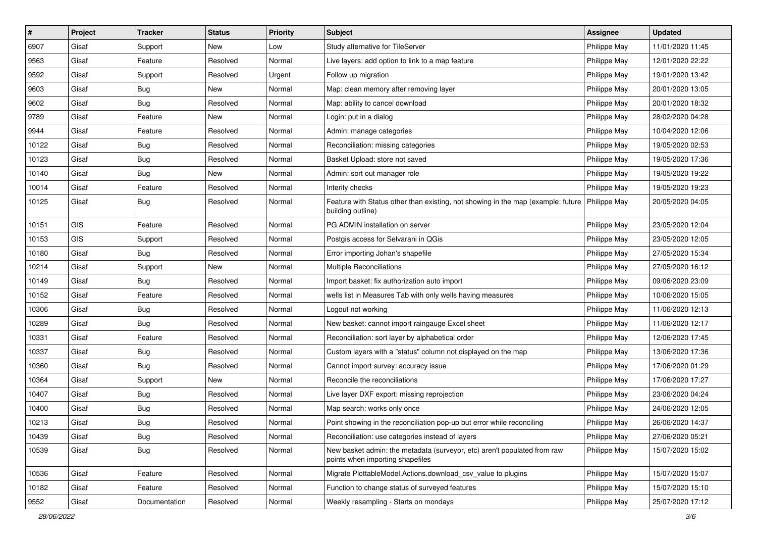| # | Project | Tracker | Status | Priority | Subject | Assignee | Updated |
|---|---|---|---|---|---|---|---|
| 6907 | Gisaf | Support | New | Low | Study alternative for TileServer | Philippe May | 11/01/2020 11:45 |
| 9563 | Gisaf | Feature | Resolved | Normal | Live layers: add option to link to a map feature | Philippe May | 12/01/2020 22:22 |
| 9592 | Gisaf | Support | Resolved | Urgent | Follow up migration | Philippe May | 19/01/2020 13:42 |
| 9603 | Gisaf | Bug | New | Normal | Map: clean memory after removing layer | Philippe May | 20/01/2020 13:05 |
| 9602 | Gisaf | Bug | Resolved | Normal | Map: ability to cancel download | Philippe May | 20/01/2020 18:32 |
| 9789 | Gisaf | Feature | New | Normal | Login: put in a dialog | Philippe May | 28/02/2020 04:28 |
| 9944 | Gisaf | Feature | Resolved | Normal | Admin: manage categories | Philippe May | 10/04/2020 12:06 |
| 10122 | Gisaf | Bug | Resolved | Normal | Reconciliation: missing categories | Philippe May | 19/05/2020 02:53 |
| 10123 | Gisaf | Bug | Resolved | Normal | Basket Upload: store not saved | Philippe May | 19/05/2020 17:36 |
| 10140 | Gisaf | Bug | New | Normal | Admin: sort out manager role | Philippe May | 19/05/2020 19:22 |
| 10014 | Gisaf | Feature | Resolved | Normal | Interity checks | Philippe May | 19/05/2020 19:23 |
| 10125 | Gisaf | Bug | Resolved | Normal | Feature with Status other than existing, not showing in the map (example: future building outline) | Philippe May | 20/05/2020 04:05 |
| 10151 | GIS | Feature | Resolved | Normal | PG ADMIN installation on server | Philippe May | 23/05/2020 12:04 |
| 10153 | GIS | Support | Resolved | Normal | Postgis access for Selvarani in QGis | Philippe May | 23/05/2020 12:05 |
| 10180 | Gisaf | Bug | Resolved | Normal | Error importing Johan's shapefile | Philippe May | 27/05/2020 15:34 |
| 10214 | Gisaf | Support | New | Normal | Multiple Reconciliations | Philippe May | 27/05/2020 16:12 |
| 10149 | Gisaf | Bug | Resolved | Normal | Import basket: fix authorization auto import | Philippe May | 09/06/2020 23:09 |
| 10152 | Gisaf | Feature | Resolved | Normal | wells list in Measures Tab with only wells having measures | Philippe May | 10/06/2020 15:05 |
| 10306 | Gisaf | Bug | Resolved | Normal | Logout not working | Philippe May | 11/06/2020 12:13 |
| 10289 | Gisaf | Bug | Resolved | Normal | New basket: cannot import raingauge Excel sheet | Philippe May | 11/06/2020 12:17 |
| 10331 | Gisaf | Feature | Resolved | Normal | Reconciliation: sort layer by alphabetical order | Philippe May | 12/06/2020 17:45 |
| 10337 | Gisaf | Bug | Resolved | Normal | Custom layers with a "status" column not displayed on the map | Philippe May | 13/06/2020 17:36 |
| 10360 | Gisaf | Bug | Resolved | Normal | Cannot import survey: accuracy issue | Philippe May | 17/06/2020 01:29 |
| 10364 | Gisaf | Support | New | Normal | Reconcile the reconciliations | Philippe May | 17/06/2020 17:27 |
| 10407 | Gisaf | Bug | Resolved | Normal | Live layer DXF export: missing reprojection | Philippe May | 23/06/2020 04:24 |
| 10400 | Gisaf | Bug | Resolved | Normal | Map search: works only once | Philippe May | 24/06/2020 12:05 |
| 10213 | Gisaf | Bug | Resolved | Normal | Point showing in the reconciliation pop-up but error while reconciling | Philippe May | 26/06/2020 14:37 |
| 10439 | Gisaf | Bug | Resolved | Normal | Reconciliation: use categories instead of layers | Philippe May | 27/06/2020 05:21 |
| 10539 | Gisaf | Bug | Resolved | Normal | New basket admin: the metadata (surveyor, etc) aren't populated from raw points when importing shapefiles | Philippe May | 15/07/2020 15:02 |
| 10536 | Gisaf | Feature | Resolved | Normal | Migrate PlottableModel.Actions.download_csv_value to plugins | Philippe May | 15/07/2020 15:07 |
| 10182 | Gisaf | Feature | Resolved | Normal | Function to change status of surveyed features | Philippe May | 15/07/2020 15:10 |
| 9552 | Gisaf | Documentation | Resolved | Normal | Weekly resampling - Starts on mondays | Philippe May | 25/07/2020 17:12 |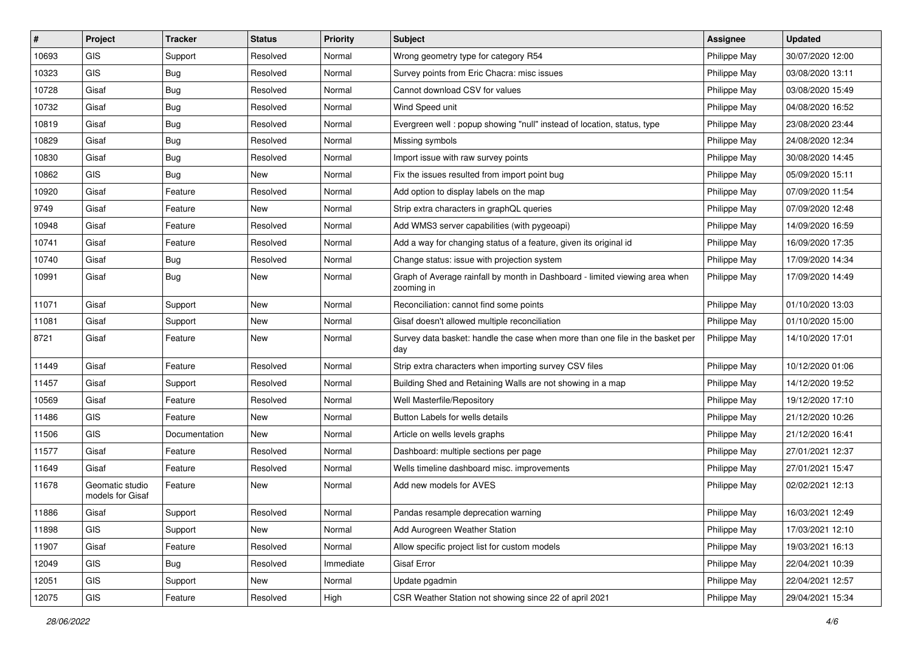| # | Project | Tracker | Status | Priority | Subject | Assignee | Updated |
|---|---|---|---|---|---|---|---|
| 10693 | GIS | Support | Resolved | Normal | Wrong geometry type for category R54 | Philippe May | 30/07/2020 12:00 |
| 10323 | GIS | Bug | Resolved | Normal | Survey points from Eric Chacra: misc issues | Philippe May | 03/08/2020 13:11 |
| 10728 | Gisaf | Bug | Resolved | Normal | Cannot download CSV for values | Philippe May | 03/08/2020 15:49 |
| 10732 | Gisaf | Bug | Resolved | Normal | Wind Speed unit | Philippe May | 04/08/2020 16:52 |
| 10819 | Gisaf | Bug | Resolved | Normal | Evergreen well : popup showing "null" instead of location, status, type | Philippe May | 23/08/2020 23:44 |
| 10829 | Gisaf | Bug | Resolved | Normal | Missing symbols | Philippe May | 24/08/2020 12:34 |
| 10830 | Gisaf | Bug | Resolved | Normal | Import issue with raw survey points | Philippe May | 30/08/2020 14:45 |
| 10862 | GIS | Bug | New | Normal | Fix the issues resulted from import point bug | Philippe May | 05/09/2020 15:11 |
| 10920 | Gisaf | Feature | Resolved | Normal | Add option to display labels on the map | Philippe May | 07/09/2020 11:54 |
| 9749 | Gisaf | Feature | New | Normal | Strip extra characters in graphQL queries | Philippe May | 07/09/2020 12:48 |
| 10948 | Gisaf | Feature | Resolved | Normal | Add WMS3 server capabilities (with pygeoapi) | Philippe May | 14/09/2020 16:59 |
| 10741 | Gisaf | Feature | Resolved | Normal | Add a way for changing status of a feature, given its original id | Philippe May | 16/09/2020 17:35 |
| 10740 | Gisaf | Bug | Resolved | Normal | Change status: issue with projection system | Philippe May | 17/09/2020 14:34 |
| 10991 | Gisaf | Bug | New | Normal | Graph of Average rainfall by month in Dashboard - limited viewing area when zooming in | Philippe May | 17/09/2020 14:49 |
| 11071 | Gisaf | Support | New | Normal | Reconciliation: cannot find some points | Philippe May | 01/10/2020 13:03 |
| 11081 | Gisaf | Support | New | Normal | Gisaf doesn't allowed multiple reconciliation | Philippe May | 01/10/2020 15:00 |
| 8721 | Gisaf | Feature | New | Normal | Survey data basket: handle the case when more than one file in the basket per day | Philippe May | 14/10/2020 17:01 |
| 11449 | Gisaf | Feature | Resolved | Normal | Strip extra characters when importing survey CSV files | Philippe May | 10/12/2020 01:06 |
| 11457 | Gisaf | Support | Resolved | Normal | Building Shed and Retaining Walls are not showing in a map | Philippe May | 14/12/2020 19:52 |
| 10569 | Gisaf | Feature | Resolved | Normal | Well Masterfile/Repository | Philippe May | 19/12/2020 17:10 |
| 11486 | GIS | Feature | New | Normal | Button Labels for wells details | Philippe May | 21/12/2020 10:26 |
| 11506 | GIS | Documentation | New | Normal | Article on wells levels graphs | Philippe May | 21/12/2020 16:41 |
| 11577 | Gisaf | Feature | Resolved | Normal | Dashboard: multiple sections per page | Philippe May | 27/01/2021 12:37 |
| 11649 | Gisaf | Feature | Resolved | Normal | Wells timeline dashboard misc. improvements | Philippe May | 27/01/2021 15:47 |
| 11678 | Geomatic studio models for Gisaf | Feature | New | Normal | Add new models for AVES | Philippe May | 02/02/2021 12:13 |
| 11886 | Gisaf | Support | Resolved | Normal | Pandas resample deprecation warning | Philippe May | 16/03/2021 12:49 |
| 11898 | GIS | Support | New | Normal | Add Aurogreen Weather Station | Philippe May | 17/03/2021 12:10 |
| 11907 | Gisaf | Feature | Resolved | Normal | Allow specific project list for custom models | Philippe May | 19/03/2021 16:13 |
| 12049 | GIS | Bug | Resolved | Immediate | Gisaf Error | Philippe May | 22/04/2021 10:39 |
| 12051 | GIS | Support | New | Normal | Update pgadmin | Philippe May | 22/04/2021 12:57 |
| 12075 | GIS | Feature | Resolved | High | CSR Weather Station not showing since 22 of april 2021 | Philippe May | 29/04/2021 15:34 |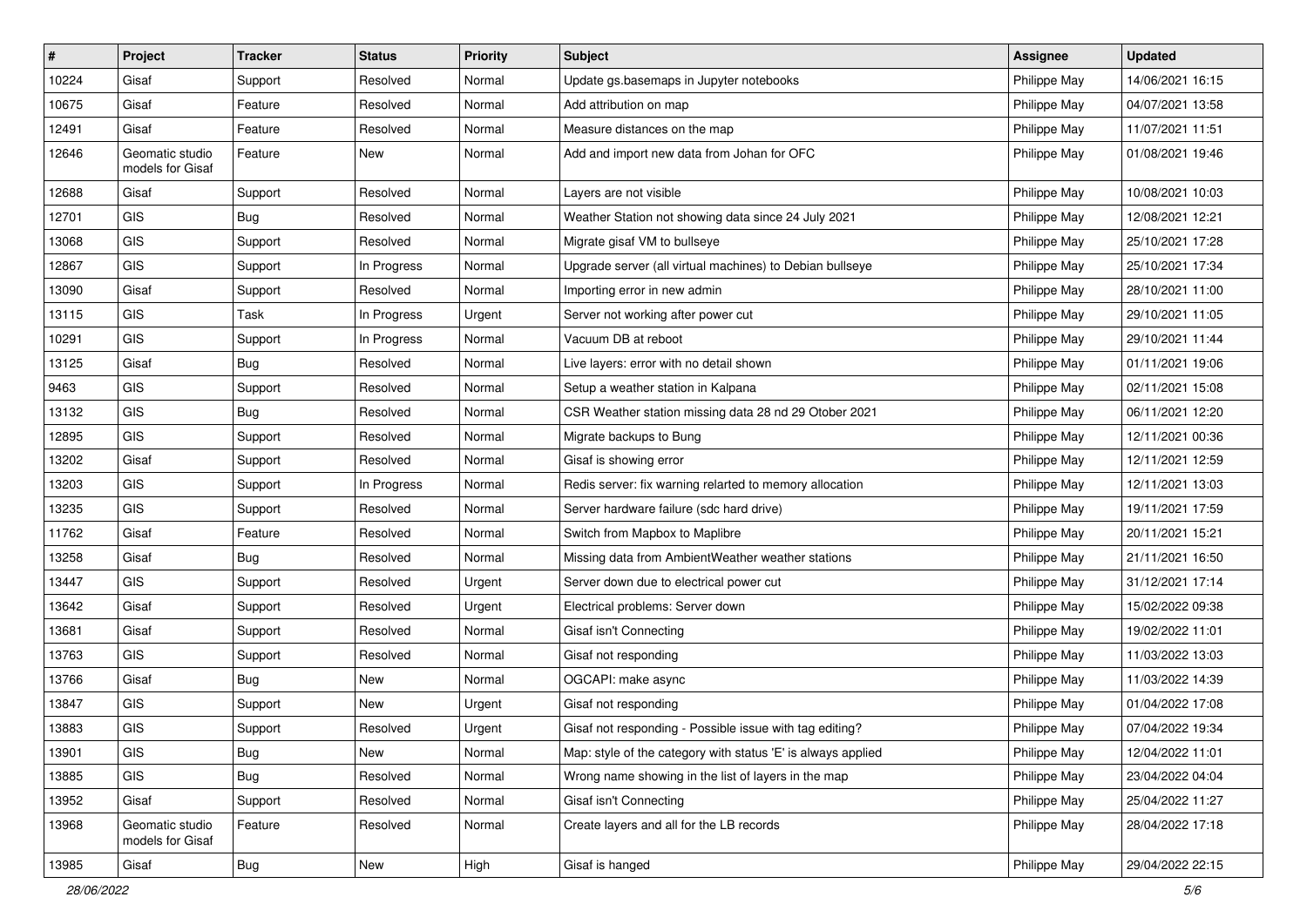| # | Project | Tracker | Status | Priority | Subject | Assignee | Updated |
| --- | --- | --- | --- | --- | --- | --- | --- |
| 10224 | Gisaf | Support | Resolved | Normal | Update gs.basemaps in Jupyter notebooks | Philippe May | 14/06/2021 16:15 |
| 10675 | Gisaf | Feature | Resolved | Normal | Add attribution on map | Philippe May | 04/07/2021 13:58 |
| 12491 | Gisaf | Feature | Resolved | Normal | Measure distances on the map | Philippe May | 11/07/2021 11:51 |
| 12646 | Geomatic studio models for Gisaf | Feature | New | Normal | Add and import new data from Johan for OFC | Philippe May | 01/08/2021 19:46 |
| 12688 | Gisaf | Support | Resolved | Normal | Layers are not visible | Philippe May | 10/08/2021 10:03 |
| 12701 | GIS | Bug | Resolved | Normal | Weather Station not showing data since 24 July 2021 | Philippe May | 12/08/2021 12:21 |
| 13068 | GIS | Support | Resolved | Normal | Migrate gisaf VM to bullseye | Philippe May | 25/10/2021 17:28 |
| 12867 | GIS | Support | In Progress | Normal | Upgrade server (all virtual machines) to Debian bullseye | Philippe May | 25/10/2021 17:34 |
| 13090 | Gisaf | Support | Resolved | Normal | Importing error in new admin | Philippe May | 28/10/2021 11:00 |
| 13115 | GIS | Task | In Progress | Urgent | Server not working after power cut | Philippe May | 29/10/2021 11:05 |
| 10291 | GIS | Support | In Progress | Normal | Vacuum DB at reboot | Philippe May | 29/10/2021 11:44 |
| 13125 | Gisaf | Bug | Resolved | Normal | Live layers: error with no detail shown | Philippe May | 01/11/2021 19:06 |
| 9463 | GIS | Support | Resolved | Normal | Setup a weather station in Kalpana | Philippe May | 02/11/2021 15:08 |
| 13132 | GIS | Bug | Resolved | Normal | CSR Weather station missing data 28 nd 29 Otober 2021 | Philippe May | 06/11/2021 12:20 |
| 12895 | GIS | Support | Resolved | Normal | Migrate backups to Bung | Philippe May | 12/11/2021 00:36 |
| 13202 | Gisaf | Support | Resolved | Normal | Gisaf is showing error | Philippe May | 12/11/2021 12:59 |
| 13203 | GIS | Support | In Progress | Normal | Redis server: fix warning relarted to memory allocation | Philippe May | 12/11/2021 13:03 |
| 13235 | GIS | Support | Resolved | Normal | Server hardware failure (sdc hard drive) | Philippe May | 19/11/2021 17:59 |
| 11762 | Gisaf | Feature | Resolved | Normal | Switch from Mapbox to Maplibre | Philippe May | 20/11/2021 15:21 |
| 13258 | Gisaf | Bug | Resolved | Normal | Missing data from AmbientWeather weather stations | Philippe May | 21/11/2021 16:50 |
| 13447 | GIS | Support | Resolved | Urgent | Server down due to electrical power cut | Philippe May | 31/12/2021 17:14 |
| 13642 | Gisaf | Support | Resolved | Urgent | Electrical problems: Server down | Philippe May | 15/02/2022 09:38 |
| 13681 | Gisaf | Support | Resolved | Normal | Gisaf isn't Connecting | Philippe May | 19/02/2022 11:01 |
| 13763 | GIS | Support | Resolved | Normal | Gisaf not responding | Philippe May | 11/03/2022 13:03 |
| 13766 | Gisaf | Bug | New | Normal | OGCAPI: make async | Philippe May | 11/03/2022 14:39 |
| 13847 | GIS | Support | New | Urgent | Gisaf not responding | Philippe May | 01/04/2022 17:08 |
| 13883 | GIS | Support | Resolved | Urgent | Gisaf not responding - Possible issue with tag editing? | Philippe May | 07/04/2022 19:34 |
| 13901 | GIS | Bug | New | Normal | Map: style of the category with status 'E' is always applied | Philippe May | 12/04/2022 11:01 |
| 13885 | GIS | Bug | Resolved | Normal | Wrong name showing in the list of layers in the map | Philippe May | 23/04/2022 04:04 |
| 13952 | Gisaf | Support | Resolved | Normal | Gisaf isn't Connecting | Philippe May | 25/04/2022 11:27 |
| 13968 | Geomatic studio models for Gisaf | Feature | Resolved | Normal | Create layers and all for the LB records | Philippe May | 28/04/2022 17:18 |
| 13985 | Gisaf | Bug | New | High | Gisaf is hanged | Philippe May | 29/04/2022 22:15 |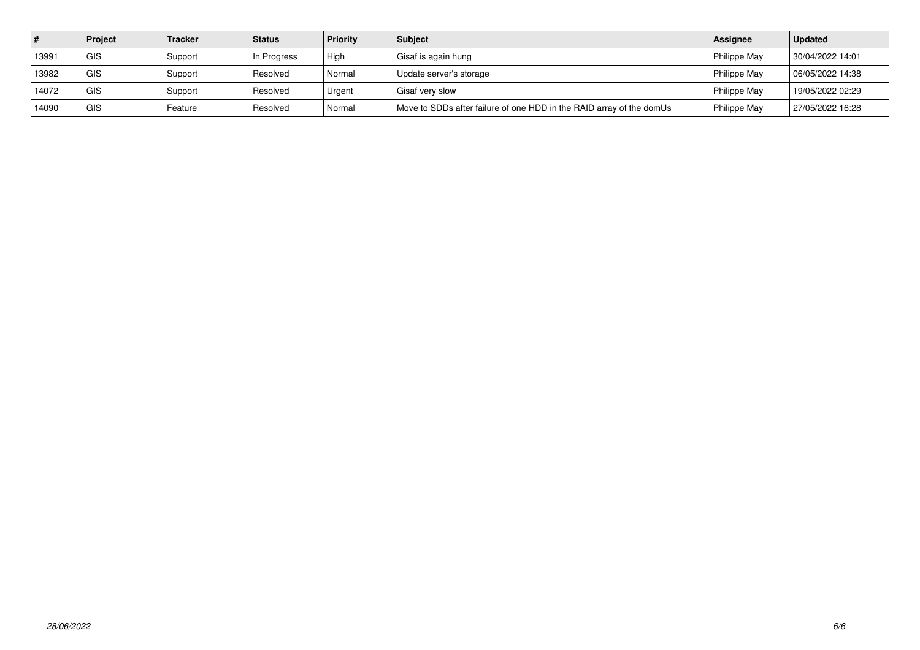| # | Project | Tracker | Status | Priority | Subject | Assignee | Updated |
|---|---|---|---|---|---|---|---|
| 13991 | GIS | Support | In Progress | High | Gisaf is again hung | Philippe May | 30/04/2022 14:01 |
| 13982 | GIS | Support | Resolved | Normal | Update server's storage | Philippe May | 06/05/2022 14:38 |
| 14072 | GIS | Support | Resolved | Urgent | Gisaf very slow | Philippe May | 19/05/2022 02:29 |
| 14090 | GIS | Feature | Resolved | Normal | Move to SDDs after failure of one HDD in the RAID array of the domUs | Philippe May | 27/05/2022 16:28 |